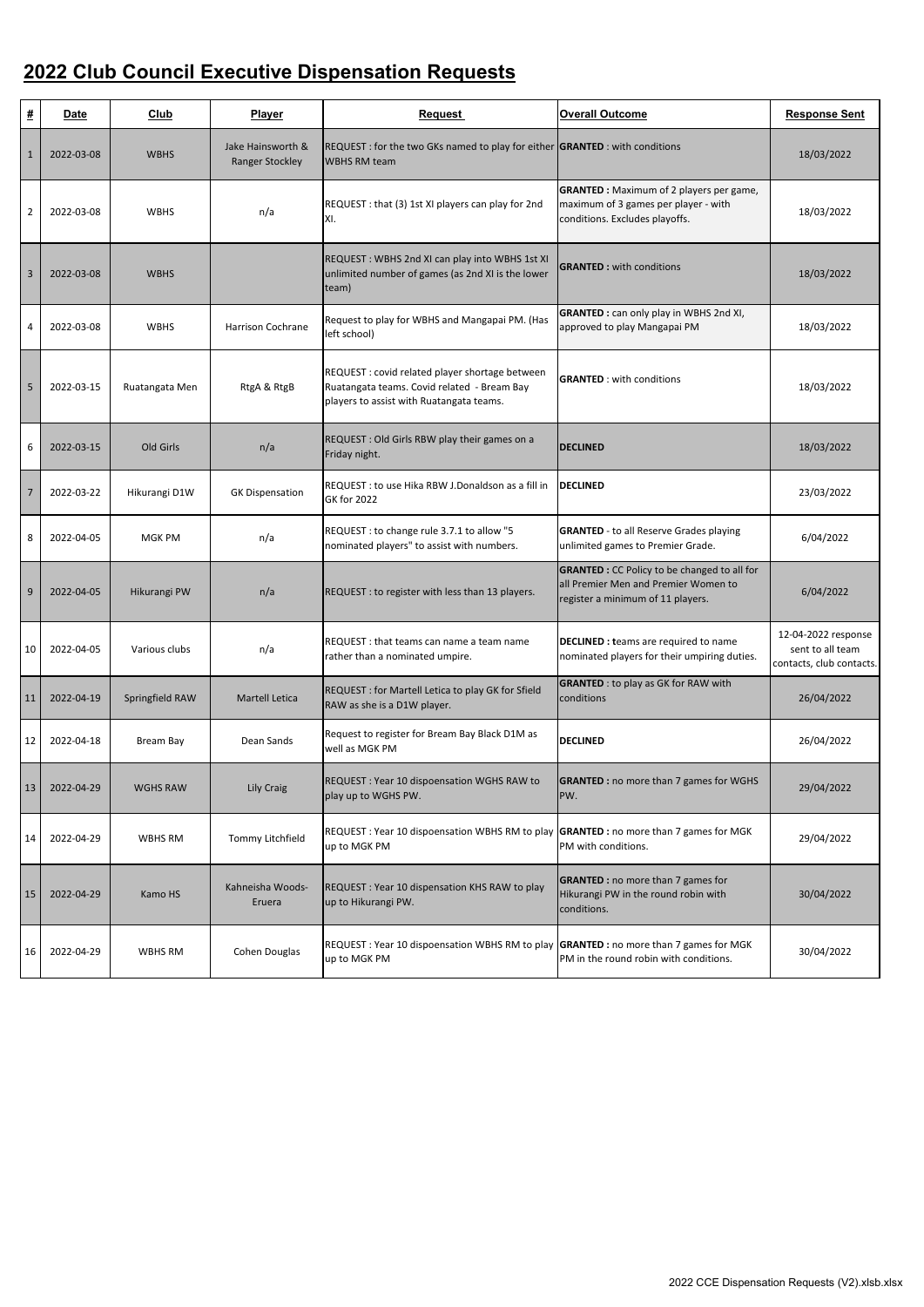# 2022 Club Council Executive Dispensation Requests

| # | Date | Club | Player | Request | Overall Outcome | Response Sent |
|---|---|---|---|---|---|---|
| 1 | 2022-03-08 | WBHS | Jake Hainsworth & Ranger Stockley | REQUEST : for the two GKs named to play for either WBHS RM team | **GRANTED** : with conditions | 18/03/2022 |
| 2 | 2022-03-08 | WBHS | n/a | REQUEST : that (3) 1st XI players can play for 2nd XI. | **GRANTED :** Maximum of 2 players per game, maximum of 3 games per player - with conditions. Excludes playoffs. | 18/03/2022 |
| 3 | 2022-03-08 | WBHS | | REQUEST : WBHS 2nd XI can play into WBHS 1st XI unlimited number of games (as 2nd XI is the lower team) | **GRANTED :** with conditions | 18/03/2022 |
| 4 | 2022-03-08 | WBHS | Harrison Cochrane | Request to play for WBHS and Mangapai PM. (Has left school) | **GRANTED :** can only play in WBHS 2nd XI, approved to play Mangapai PM | 18/03/2022 |
| 5 | 2022-03-15 | Ruatangata Men | RtgA & RtgB | REQUEST : covid related player shortage between Ruatangata teams. Covid related - Bream Bay players to assist with Ruatangata teams. | **GRANTED** : with conditions | 18/03/2022 |
| 6 | 2022-03-15 | Old Girls | n/a | REQUEST : Old Girls RBW play their games on a Friday night. | **DECLINED** | 18/03/2022 |
| 7 | 2022-03-22 | Hikurangi D1W | GK Dispensation | REQUEST : to use Hika RBW J.Donaldson as a fill in GK for 2022 | **DECLINED** | 23/03/2022 |
| 8 | 2022-04-05 | MGK PM | n/a | REQUEST : to change rule 3.7.1 to allow "5 nominated players" to assist with numbers. | **GRANTED** - to all Reserve Grades playing unlimited games to Premier Grade. | 6/04/2022 |
| 9 | 2022-04-05 | Hikurangi PW | n/a | REQUEST : to register with less than 13 players. | **GRANTED :** CC Policy to be changed to all for all Premier Men and Premier Women to register a minimum of 11 players. | 6/04/2022 |
| 10 | 2022-04-05 | Various clubs | n/a | REQUEST : that teams can name a team name rather than a nominated umpire. | **DECLINED : t**eams are required to name nominated players for their umpiring duties. | 12-04-2022 response sent to all team contacts, club contacts. |
| 11 | 2022-04-19 | Springfield RAW | Martell Letica | REQUEST : for Martell Letica to play GK for Sfield RAW as she is a D1W player. | **GRANTED :** to play as GK for RAW with conditions | 26/04/2022 |
| 12 | 2022-04-18 | Bream Bay | Dean Sands | Request to register for Bream Bay Black D1M as well as MGK PM | **DECLINED** | 26/04/2022 |
| 13 | 2022-04-29 | WGHS RAW | Lily Craig | REQUEST : Year 10 dispoensation WGHS RAW to play up to WGHS PW. | **GRANTED :** no more than 7 games for WGHS PW. | 29/04/2022 |
| 14 | 2022-04-29 | WBHS RM | Tommy Litchfield | REQUEST : Year 10 dispoensation WBHS RM to play up to MGK PM | **GRANTED :** no more than 7 games for MGK PM with conditions. | 29/04/2022 |
| 15 | 2022-04-29 | Kamo HS | Kahneisha Woods-Eruera | REQUEST : Year 10 dispensation KHS RAW to play up to Hikurangi PW. | **GRANTED :** no more than 7 games for Hikurangi PW in the round robin with conditions. | 30/04/2022 |
| 16 | 2022-04-29 | WBHS RM | Cohen Douglas | REQUEST : Year 10 dispoensation WBHS RM to play up to MGK PM | **GRANTED :** no more than 7 games for MGK PM in the round robin with conditions. | 30/04/2022 |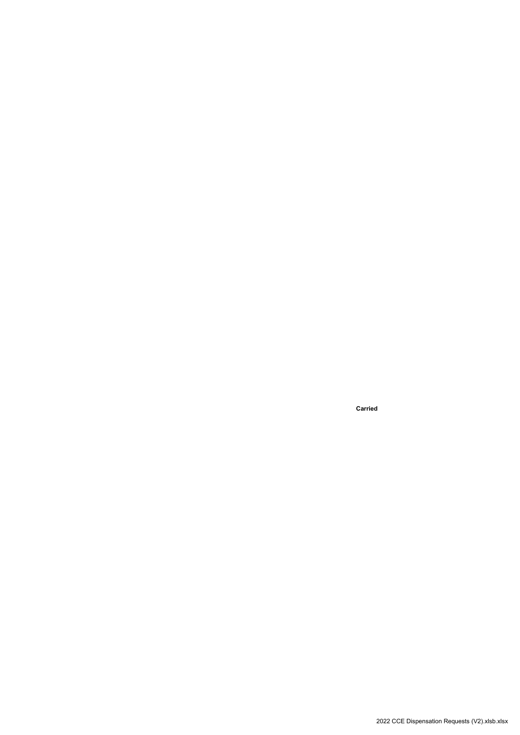**Carried**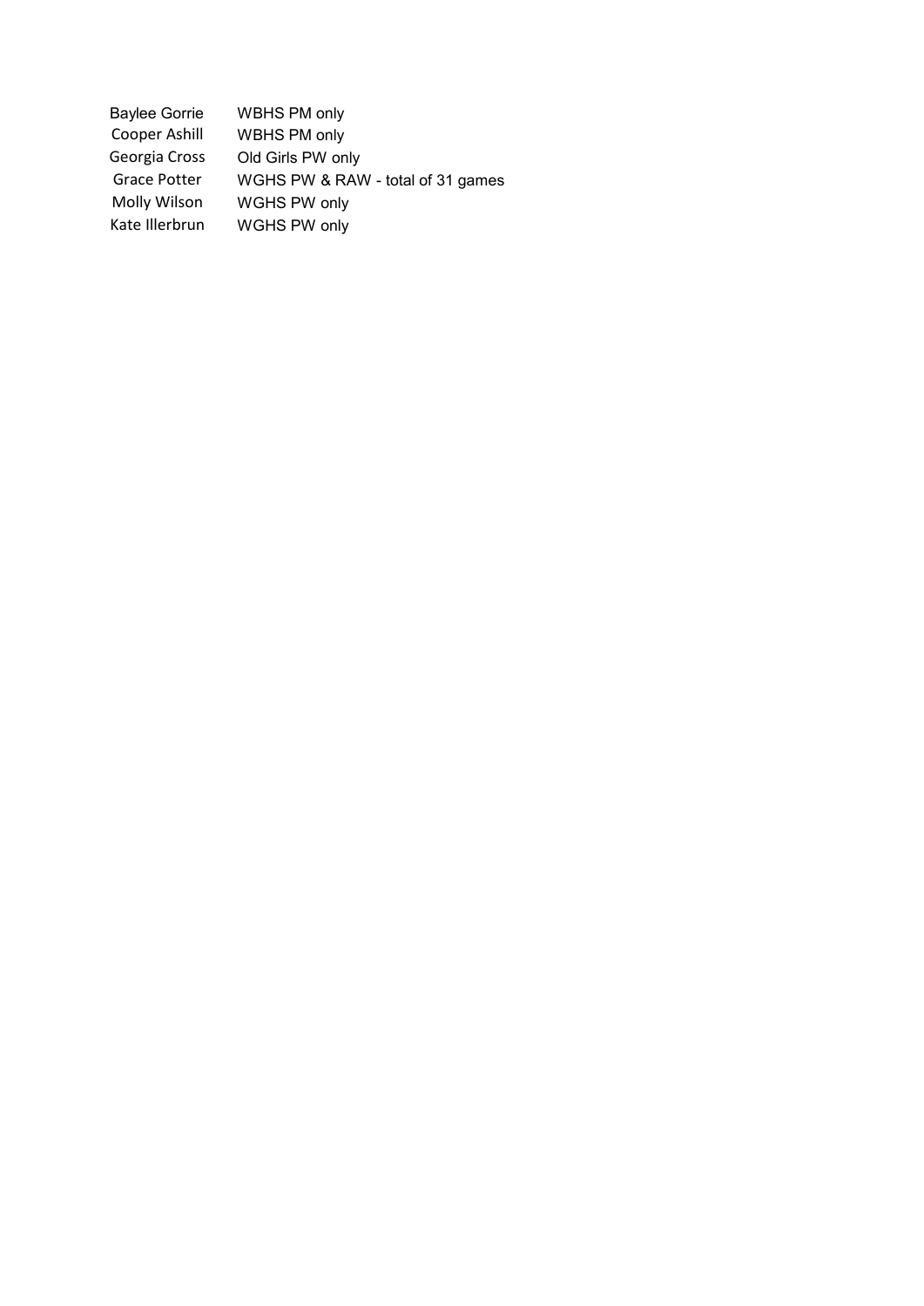| | |
|---|---|
| Baylee Gorrie | WBHS PM only |
| Cooper Ashill | WBHS PM only |
| Georgia Cross | Old Girls PW only |
| Grace Potter | WGHS PW & RAW - total of 31 games |
| Molly Wilson | WGHS PW only |
| Kate Illerbrun | WGHS PW only |